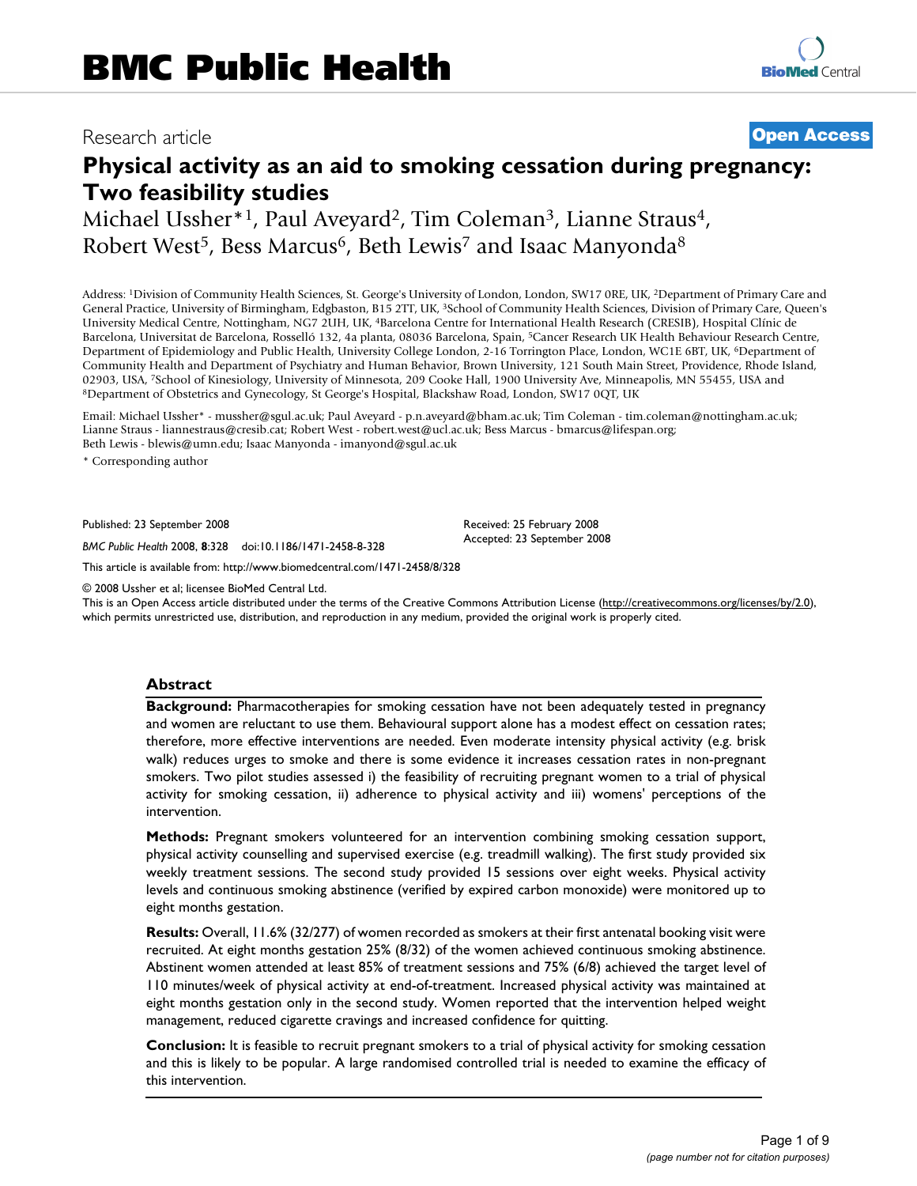BMC Public Health

Research article

Open Access

# Physical activity as an aid to smoking cessation during pregnancy: Two feasibility studies

Michael Ussher*[1], Paul Aveyard[2], Tim Coleman[3], Lianne Straus[4], Robert West[5], Bess Marcus[6], Beth Lewis[7] and Isaac Manyonda[8]

Address: [1]Division of Community Health Sciences, St. George's University of London, London, SW17 0RE, UK, [2]Department of Primary Care and General Practice, University of Birmingham, Edgbaston, B15 2TT, UK, [3]School of Community Health Sciences, Division of Primary Care, Queen's University Medical Centre, Nottingham, NG7 2UH, UK, [4]Barcelona Centre for International Health Research (CRESIB), Hospital Clínic de Barcelona, Universitat de Barcelona, Rosselló 132, 4a planta, 08036 Barcelona, Spain, [5]Cancer Research UK Health Behaviour Research Centre, Department of Epidemiology and Public Health, University College London, 2-16 Torrington Place, London, WC1E 6BT, UK, [6]Department of Community Health and Department of Psychiatry and Human Behavior, Brown University, 121 South Main Street, Providence, Rhode Island, 02903, USA, [7]School of Kinesiology, University of Minnesota, 209 Cooke Hall, 1900 University Ave, Minneapolis, MN 55455, USA and [8]Department of Obstetrics and Gynecology, St George's Hospital, Blackshaw Road, London, SW17 0QT, UK

Email: Michael Ussher* - mussher@sgul.ac.uk; Paul Aveyard - p.n.aveyard@bham.ac.uk; Tim Coleman - tim.coleman@nottingham.ac.uk; Lianne Straus - liannestraus@cresib.cat; Robert West - robert.west@ucl.ac.uk; Bess Marcus - bmarcus@lifespan.org; Beth Lewis - blewis@umn.edu; Isaac Manyonda - imanyond@sgul.ac.uk

* Corresponding author

Published: 23 September 2008

*BMC Public Health* 2008, **8**:328 doi:10.1186/1471-2458-8-328

Received: 25 February 2008
Accepted: 23 September 2008

This article is available from: http://www.biomedcentral.com/1471-2458/8/328

© 2008 Ussher et al; licensee BioMed Central Ltd.

This is an Open Access article distributed under the terms of the Creative Commons Attribution License (http://creativecommons.org/licenses/by/2.0), which permits unrestricted use, distribution, and reproduction in any medium, provided the original work is properly cited.

## Abstract

**Background:** Pharmacotherapies for smoking cessation have not been adequately tested in pregnancy and women are reluctant to use them. Behavioural support alone has a modest effect on cessation rates; therefore, more effective interventions are needed. Even moderate intensity physical activity (e.g. brisk walk) reduces urges to smoke and there is some evidence it increases cessation rates in non-pregnant smokers. Two pilot studies assessed i) the feasibility of recruiting pregnant women to a trial of physical activity for smoking cessation, ii) adherence to physical activity and iii) womens' perceptions of the intervention.

**Methods:** Pregnant smokers volunteered for an intervention combining smoking cessation support, physical activity counselling and supervised exercise (e.g. treadmill walking). The first study provided six weekly treatment sessions. The second study provided 15 sessions over eight weeks. Physical activity levels and continuous smoking abstinence (verified by expired carbon monoxide) were monitored up to eight months gestation.

**Results:** Overall, 11.6% (32/277) of women recorded as smokers at their first antenatal booking visit were recruited. At eight months gestation 25% (8/32) of the women achieved continuous smoking abstinence. Abstinent women attended at least 85% of treatment sessions and 75% (6/8) achieved the target level of 110 minutes/week of physical activity at end-of-treatment. Increased physical activity was maintained at eight months gestation only in the second study. Women reported that the intervention helped weight management, reduced cigarette cravings and increased confidence for quitting.

**Conclusion:** It is feasible to recruit pregnant smokers to a trial of physical activity for smoking cessation and this is likely to be popular. A large randomised controlled trial is needed to examine the efficacy of this intervention.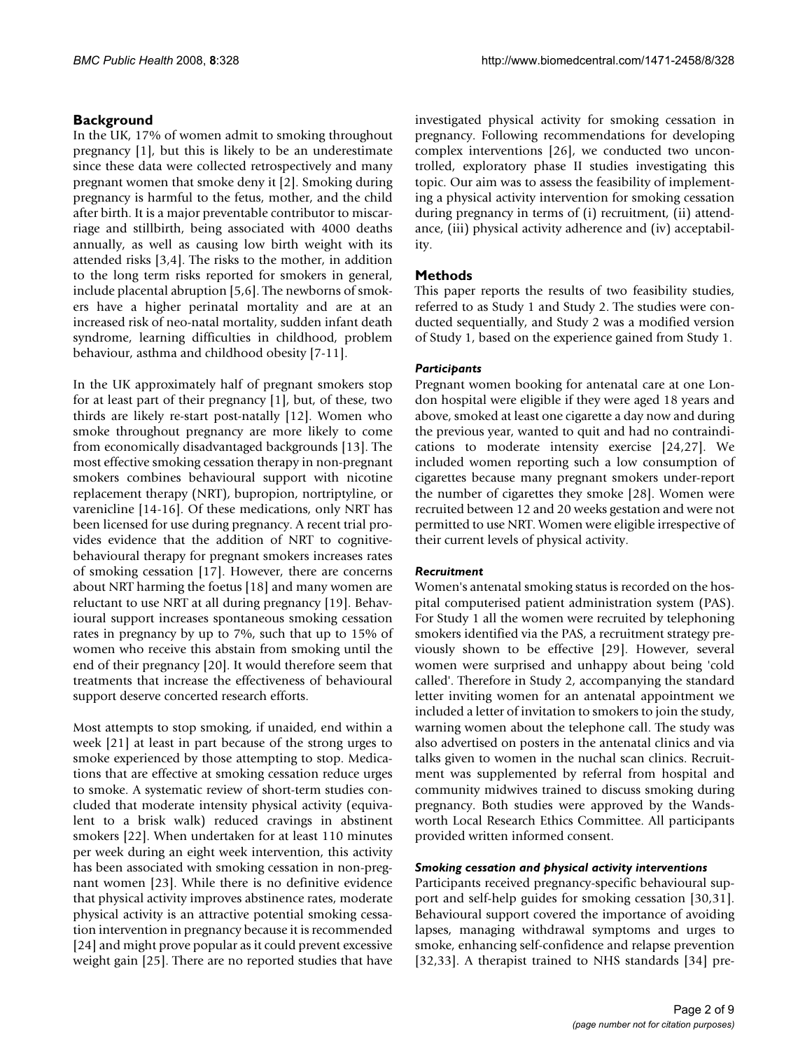## Background

In the UK, 17% of women admit to smoking throughout pregnancy [1], but this is likely to be an underestimate since these data were collected retrospectively and many pregnant women that smoke deny it [2]. Smoking during pregnancy is harmful to the fetus, mother, and the child after birth. It is a major preventable contributor to miscarriage and stillbirth, being associated with 4000 deaths annually, as well as causing low birth weight with its attended risks [3,4]. The risks to the mother, in addition to the long term risks reported for smokers in general, include placental abruption [5,6]. The newborns of smokers have a higher perinatal mortality and are at an increased risk of neo-natal mortality, sudden infant death syndrome, learning difficulties in childhood, problem behaviour, asthma and childhood obesity [7-11].

In the UK approximately half of pregnant smokers stop for at least part of their pregnancy [1], but, of these, two thirds are likely re-start post-natally [12]. Women who smoke throughout pregnancy are more likely to come from economically disadvantaged backgrounds [13]. The most effective smoking cessation therapy in non-pregnant smokers combines behavioural support with nicotine replacement therapy (NRT), bupropion, nortriptyline, or varenicline [14-16]. Of these medications, only NRT has been licensed for use during pregnancy. A recent trial provides evidence that the addition of NRT to cognitive-behavioural therapy for pregnant smokers increases rates of smoking cessation [17]. However, there are concerns about NRT harming the foetus [18] and many women are reluctant to use NRT at all during pregnancy [19]. Behavioural support increases spontaneous smoking cessation rates in pregnancy by up to 7%, such that up to 15% of women who receive this abstain from smoking until the end of their pregnancy [20]. It would therefore seem that treatments that increase the effectiveness of behavioural support deserve concerted research efforts.

Most attempts to stop smoking, if unaided, end within a week [21] at least in part because of the strong urges to smoke experienced by those attempting to stop. Medications that are effective at smoking cessation reduce urges to smoke. A systematic review of short-term studies concluded that moderate intensity physical activity (equivalent to a brisk walk) reduced cravings in abstinent smokers [22]. When undertaken for at least 110 minutes per week during an eight week intervention, this activity has been associated with smoking cessation in non-pregnant women [23]. While there is no definitive evidence that physical activity improves abstinence rates, moderate physical activity is an attractive potential smoking cessation intervention in pregnancy because it is recommended [24] and might prove popular as it could prevent excessive weight gain [25]. There are no reported studies that have investigated physical activity for smoking cessation in pregnancy. Following recommendations for developing complex interventions [26], we conducted two uncontrolled, exploratory phase II studies investigating this topic. Our aim was to assess the feasibility of implementing a physical activity intervention for smoking cessation during pregnancy in terms of (i) recruitment, (ii) attendance, (iii) physical activity adherence and (iv) acceptability.

## Methods

This paper reports the results of two feasibility studies, referred to as Study 1 and Study 2. The studies were conducted sequentially, and Study 2 was a modified version of Study 1, based on the experience gained from Study 1.

### *Participants*

Pregnant women booking for antenatal care at one London hospital were eligible if they were aged 18 years and above, smoked at least one cigarette a day now and during the previous year, wanted to quit and had no contraindications to moderate intensity exercise [24,27]. We included women reporting such a low consumption of cigarettes because many pregnant smokers under-report the number of cigarettes they smoke [28]. Women were recruited between 12 and 20 weeks gestation and were not permitted to use NRT. Women were eligible irrespective of their current levels of physical activity.

### *Recruitment*

Women's antenatal smoking status is recorded on the hospital computerised patient administration system (PAS). For Study 1 all the women were recruited by telephoning smokers identified via the PAS, a recruitment strategy previously shown to be effective [29]. However, several women were surprised and unhappy about being 'cold called'. Therefore in Study 2, accompanying the standard letter inviting women for an antenatal appointment we included a letter of invitation to smokers to join the study, warning women about the telephone call. The study was also advertised on posters in the antenatal clinics and via talks given to women in the nuchal scan clinics. Recruitment was supplemented by referral from hospital and community midwives trained to discuss smoking during pregnancy. Both studies were approved by the Wandsworth Local Research Ethics Committee. All participants provided written informed consent.

### *Smoking cessation and physical activity interventions*

Participants received pregnancy-specific behavioural support and self-help guides for smoking cessation [30,31]. Behavioural support covered the importance of avoiding lapses, managing withdrawal symptoms and urges to smoke, enhancing self-confidence and relapse prevention [32,33]. A therapist trained to NHS standards [34] pre-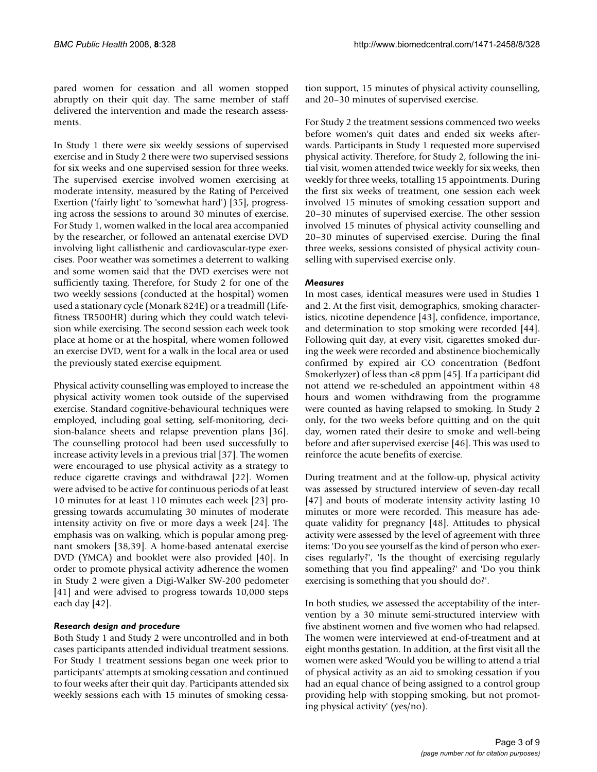pared women for cessation and all women stopped abruptly on their quit day. The same member of staff delivered the intervention and made the research assessments.

In Study 1 there were six weekly sessions of supervised exercise and in Study 2 there were two supervised sessions for six weeks and one supervised session for three weeks. The supervised exercise involved women exercising at moderate intensity, measured by the Rating of Perceived Exertion ('fairly light' to 'somewhat hard') [35], progressing across the sessions to around 30 minutes of exercise. For Study 1, women walked in the local area accompanied by the researcher, or followed an antenatal exercise DVD involving light callisthenic and cardiovascular-type exercises. Poor weather was sometimes a deterrent to walking and some women said that the DVD exercises were not sufficiently taxing. Therefore, for Study 2 for one of the two weekly sessions (conducted at the hospital) women used a stationary cycle (Monark 824E) or a treadmill (Lifefitness TR500HR) during which they could watch television while exercising. The second session each week took place at home or at the hospital, where women followed an exercise DVD, went for a walk in the local area or used the previously stated exercise equipment.

Physical activity counselling was employed to increase the physical activity women took outside of the supervised exercise. Standard cognitive-behavioural techniques were employed, including goal setting, self-monitoring, decision-balance sheets and relapse prevention plans [36]. The counselling protocol had been used successfully to increase activity levels in a previous trial [37]. The women were encouraged to use physical activity as a strategy to reduce cigarette cravings and withdrawal [22]. Women were advised to be active for continuous periods of at least 10 minutes for at least 110 minutes each week [23] progressing towards accumulating 30 minutes of moderate intensity activity on five or more days a week [24]. The emphasis was on walking, which is popular among pregnant smokers [38,39]. A home-based antenatal exercise DVD (YMCA) and booklet were also provided [40]. In order to promote physical activity adherence the women in Study 2 were given a Digi-Walker SW-200 pedometer [41] and were advised to progress towards 10,000 steps each day [42].

### *Research design and procedure*

Both Study 1 and Study 2 were uncontrolled and in both cases participants attended individual treatment sessions. For Study 1 treatment sessions began one week prior to participants' attempts at smoking cessation and continued to four weeks after their quit day. Participants attended six weekly sessions each with 15 minutes of smoking cessation support, 15 minutes of physical activity counselling, and 20–30 minutes of supervised exercise.

For Study 2 the treatment sessions commenced two weeks before women's quit dates and ended six weeks afterwards. Participants in Study 1 requested more supervised physical activity. Therefore, for Study 2, following the initial visit, women attended twice weekly for six weeks, then weekly for three weeks, totalling 15 appointments. During the first six weeks of treatment, one session each week involved 15 minutes of smoking cessation support and 20–30 minutes of supervised exercise. The other session involved 15 minutes of physical activity counselling and 20–30 minutes of supervised exercise. During the final three weeks, sessions consisted of physical activity counselling with supervised exercise only.

### *Measures*

In most cases, identical measures were used in Studies 1 and 2. At the first visit, demographics, smoking characteristics, nicotine dependence [43], confidence, importance, and determination to stop smoking were recorded [44]. Following quit day, at every visit, cigarettes smoked during the week were recorded and abstinence biochemically confirmed by expired air CO concentration (Bedfont Smokerlyzer) of less than <8 ppm [45]. If a participant did not attend we re-scheduled an appointment within 48 hours and women withdrawing from the programme were counted as having relapsed to smoking. In Study 2 only, for the two weeks before quitting and on the quit day, women rated their desire to smoke and well-being before and after supervised exercise [46]. This was used to reinforce the acute benefits of exercise.

During treatment and at the follow-up, physical activity was assessed by structured interview of seven-day recall [47] and bouts of moderate intensity activity lasting 10 minutes or more were recorded. This measure has adequate validity for pregnancy [48]. Attitudes to physical activity were assessed by the level of agreement with three items: 'Do you see yourself as the kind of person who exercises regularly?', 'Is the thought of exercising regularly something that you find appealing?' and 'Do you think exercising is something that you should do?'.

In both studies, we assessed the acceptability of the intervention by a 30 minute semi-structured interview with five abstinent women and five women who had relapsed. The women were interviewed at end-of-treatment and at eight months gestation. In addition, at the first visit all the women were asked 'Would you be willing to attend a trial of physical activity as an aid to smoking cessation if you had an equal chance of being assigned to a control group providing help with stopping smoking, but not promoting physical activity' (yes/no).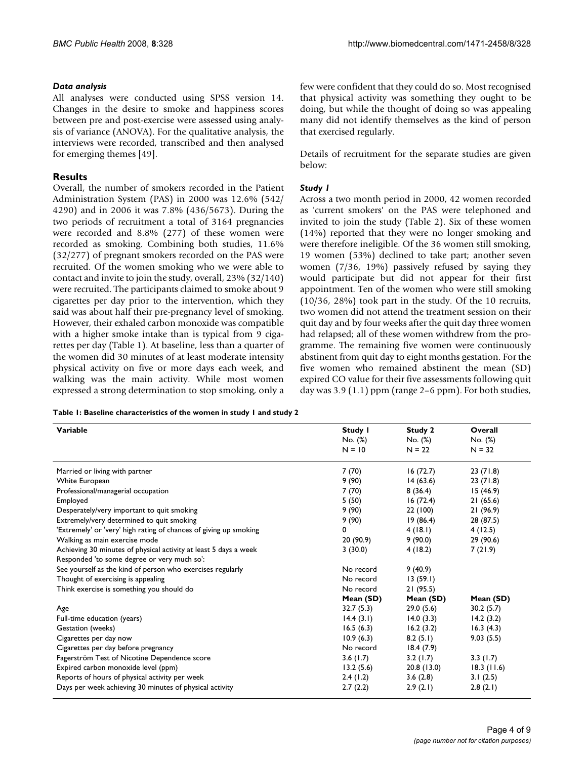### *Data analysis*

All analyses were conducted using SPSS version 14. Changes in the desire to smoke and happiness scores between pre and post-exercise were assessed using analysis of variance (ANOVA). For the qualitative analysis, the interviews were recorded, transcribed and then analysed for emerging themes [49].

## Results

Overall, the number of smokers recorded in the Patient Administration System (PAS) in 2000 was 12.6% (542/4290) and in 2006 it was 7.8% (436/5673). During the two periods of recruitment a total of 3164 pregnancies were recorded and 8.8% (277) of these women were recorded as smoking. Combining both studies, 11.6% (32/277) of pregnant smokers recorded on the PAS were recruited. Of the women smoking who we were able to contact and invite to join the study, overall, 23% (32/140) were recruited. The participants claimed to smoke about 9 cigarettes per day prior to the intervention, which they said was about half their pre-pregnancy level of smoking. However, their exhaled carbon monoxide was compatible with a higher smoke intake than is typical from 9 cigarettes per day (Table 1). At baseline, less than a quarter of the women did 30 minutes of at least moderate intensity physical activity on five or more days each week, and walking was the main activity. While most women expressed a strong determination to stop smoking, only a few were confident that they could do so. Most recognised that physical activity was something they ought to be doing, but while the thought of doing so was appealing many did not identify themselves as the kind of person that exercised regularly.

Details of recruitment for the separate studies are given below:

### *Study 1*

Across a two month period in 2000, 42 women recorded as 'current smokers' on the PAS were telephoned and invited to join the study (Table 2). Six of these women (14%) reported that they were no longer smoking and were therefore ineligible. Of the 36 women still smoking, 19 women (53%) declined to take part; another seven women (7/36, 19%) passively refused by saying they would participate but did not appear for their first appointment. Ten of the women who were still smoking (10/36, 28%) took part in the study. Of the 10 recruits, two women did not attend the treatment session on their quit day and by four weeks after the quit day three women had relapsed; all of these women withdrew from the programme. The remaining five women were continuously abstinent from quit day to eight months gestation. For the five women who remained abstinent the mean (SD) expired CO value for their five assessments following quit day was 3.9 (1.1) ppm (range 2–6 ppm). For both studies,

**Table 1: Baseline characteristics of the women in study 1 and study 2**

| Variable | Study 1 No. (%) N = 10 | Study 2 No. (%) N = 22 | Overall No. (%) N = 32 |
|---|---|---|---|
| Married or living with partner | 7 (70) | 16 (72.7) | 23 (71.8) |
| White European | 9 (90) | 14 (63.6) | 23 (71.8) |
| Professional/managerial occupation | 7 (70) | 8 (36.4) | 15 (46.9) |
| Employed | 5 (50) | 16 (72.4) | 21 (65.6) |
| Desperately/very important to quit smoking | 9 (90) | 22 (100) | 21 (96.9) |
| Extremely/very determined to quit smoking | 9 (90) | 19 (86.4) | 28 (87.5) |
| 'Extremely' or 'very' high rating of chances of giving up smoking | 0 | 4 (18.1) | 4 (12.5) |
| Walking as main exercise mode | 20 (90.9) | 9 (90.0) | 29 (90.6) |
| Achieving 30 minutes of physical activity at least 5 days a week | 3 (30.0) | 4 (18.2) | 7 (21.9) |
| Responded 'to some degree or very much so': | | | |
| See yourself as the kind of person who exercises regularly | No record | 9 (40.9) | |
| Thought of exercising is appealing | No record | 13 (59.1) | |
| Think exercise is something you should do | No record | 21 (95.5) | |
| | **Mean (SD)** | **Mean (SD)** | **Mean (SD)** |
| Age | 32.7 (5.3) | 29.0 (5.6) | 30.2 (5.7) |
| Full-time education (years) | 14.4 (3.1) | 14.0 (3.3) | 14.2 (3.2) |
| Gestation (weeks) | 16.5 (6.3) | 16.2 (3.2) | 16.3 (4.3) |
| Cigarettes per day now | 10.9 (6.3) | 8.2 (5.1) | 9.03 (5.5) |
| Cigarettes per day before pregnancy | No record | 18.4 (7.9) | |
| Fagerström Test of Nicotine Dependence score | 3.6 (1.7) | 3.2 (1.7) | 3.3 (1.7) |
| Expired carbon monoxide level (ppm) | 13.2 (5.6) | 20.8 (13.0) | 18.3 (11.6) |
| Reports of hours of physical activity per week | 2.4 (1.2) | 3.6 (2.8) | 3.1 (2.5) |
| Days per week achieving 30 minutes of physical activity | 2.7 (2.2) | 2.9 (2.1) | 2.8 (2.1) |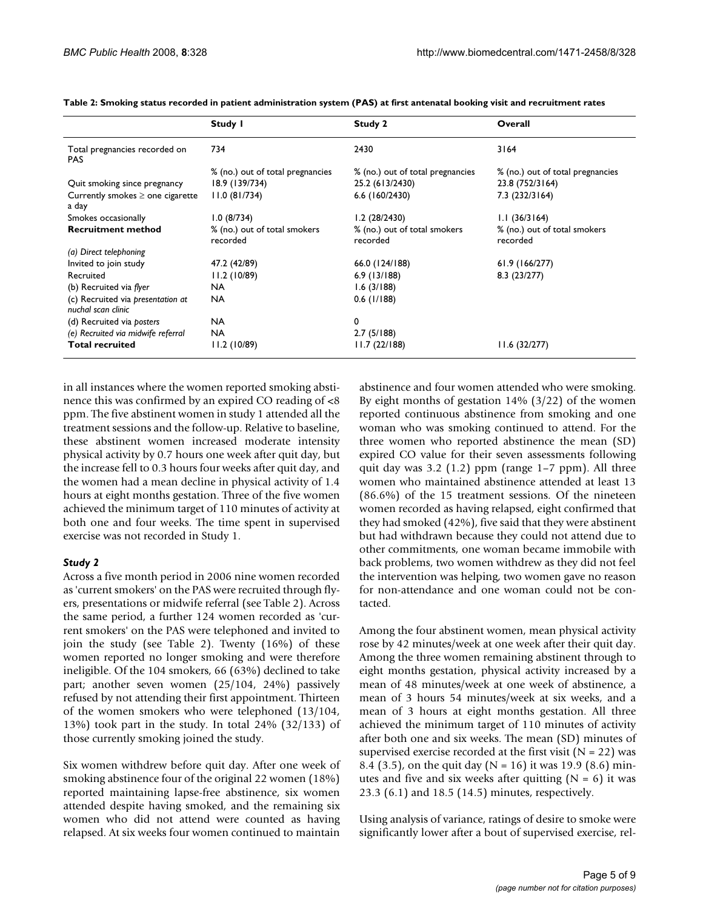**Table 2: Smoking status recorded in patient administration system (PAS) at first antenatal booking visit and recruitment rates**

| | Study 1 | Study 2 | Overall |
| --- | --- | --- | --- |
| Total pregnancies recorded on PAS | 734 | 2430 | 3164 |
| | % (no.) out of total pregnancies | % (no.) out of total pregnancies | % (no.) out of total pregnancies |
| Quit smoking since pregnancy | 18.9 (139/734) | 25.2 (613/2430) | 23.8 (752/3164) |
| Currently smokes ≥ one cigarette a day | 11.0 (81/734) | 6.6 (160/2430) | 7.3 (232/3164) |
| Smokes occasionally | 1.0 (8/734) | 1.2 (28/2430) | 1.1 (36/3164) |
| **Recruitment method** | % (no.) out of total smokers recorded | % (no.) out of total smokers recorded | % (no.) out of total smokers recorded |
| *(a) Direct telephoning* | | | |
| Invited to join study | 47.2 (42/89) | 66.0 (124/188) | 61.9 (166/277) |
| Recruited | 11.2 (10/89) | 6.9 (13/188) | 8.3 (23/277) |
| (b) Recruited via *flyer* | NA | 1.6 (3/188) | |
| (c) Recruited via *presentation at nuchal scan clinic* | NA | 0.6 (1/188) | |
| (d) Recruited via *posters* | NA | 0 | |
| *(e) Recruited via midwife referral* | NA | 2.7 (5/188) | |
| **Total recruited** | 11.2 (10/89) | 11.7 (22/188) | 11.6 (32/277) |

in all instances where the women reported smoking abstinence this was confirmed by an expired CO reading of <8 ppm. The five abstinent women in study 1 attended all the treatment sessions and the follow-up. Relative to baseline, these abstinent women increased moderate intensity physical activity by 0.7 hours one week after quit day, but the increase fell to 0.3 hours four weeks after quit day, and the women had a mean decline in physical activity of 1.4 hours at eight months gestation. Three of the five women achieved the minimum target of 110 minutes of activity at both one and four weeks. The time spent in supervised exercise was not recorded in Study 1.

### *Study 2*

Across a five month period in 2006 nine women recorded as 'current smokers' on the PAS were recruited through flyers, presentations or midwife referral (see Table 2). Across the same period, a further 124 women recorded as 'current smokers' on the PAS were telephoned and invited to join the study (see Table 2). Twenty (16%) of these women reported no longer smoking and were therefore ineligible. Of the 104 smokers, 66 (63%) declined to take part; another seven women (25/104, 24%) passively refused by not attending their first appointment. Thirteen of the women smokers who were telephoned (13/104, 13%) took part in the study. In total 24% (32/133) of those currently smoking joined the study.

Six women withdrew before quit day. After one week of smoking abstinence four of the original 22 women (18%) reported maintaining lapse-free abstinence, six women attended despite having smoked, and the remaining six women who did not attend were counted as having relapsed. At six weeks four women continued to maintain abstinence and four women attended who were smoking. By eight months of gestation 14% (3/22) of the women reported continuous abstinence from smoking and one woman who was smoking continued to attend. For the three women who reported abstinence the mean (SD) expired CO value for their seven assessments following quit day was 3.2 (1.2) ppm (range 1–7 ppm). All three women who maintained abstinence attended at least 13 (86.6%) of the 15 treatment sessions. Of the nineteen women recorded as having relapsed, eight confirmed that they had smoked (42%), five said that they were abstinent but had withdrawn because they could not attend due to other commitments, one woman became immobile with back problems, two women withdrew as they did not feel the intervention was helping, two women gave no reason for non-attendance and one woman could not be contacted.

Among the four abstinent women, mean physical activity rose by 42 minutes/week at one week after their quit day. Among the three women remaining abstinent through to eight months gestation, physical activity increased by a mean of 48 minutes/week at one week of abstinence, a mean of 3 hours 54 minutes/week at six weeks, and a mean of 3 hours at eight months gestation. All three achieved the minimum target of 110 minutes of activity after both one and six weeks. The mean (SD) minutes of supervised exercise recorded at the first visit ($N = 22$) was 8.4 (3.5), on the quit day ($N = 16$) it was 19.9 (8.6) minutes and five and six weeks after quitting ($N = 6$) it was 23.3 (6.1) and 18.5 (14.5) minutes, respectively.

Using analysis of variance, ratings of desire to smoke were significantly lower after a bout of supervised exercise, rel-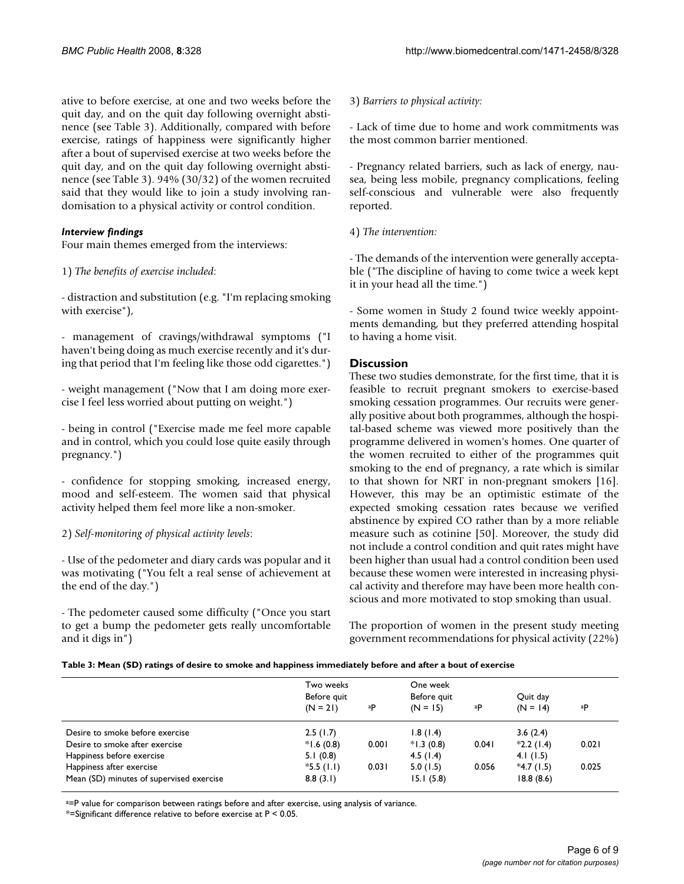ative to before exercise, at one and two weeks before the quit day, and on the quit day following overnight abstinence (see Table 3). Additionally, compared with before exercise, ratings of happiness were significantly higher after a bout of supervised exercise at two weeks before the quit day, and on the quit day following overnight abstinence (see Table 3). 94% (30/32) of the women recruited said that they would like to join a study involving randomisation to a physical activity or control condition.

### *Interview findings*

Four main themes emerged from the interviews:

1) *The benefits of exercise included*:

- distraction and substitution (e.g. "I'm replacing smoking with exercise"),

- management of cravings/withdrawal symptoms ("I haven't being doing as much exercise recently and it's during that period that I'm feeling like those odd cigarettes.")

- weight management ("Now that I am doing more exercise I feel less worried about putting on weight.")

- being in control ("Exercise made me feel more capable and in control, which you could lose quite easily through pregnancy.")

- confidence for stopping smoking, increased energy, mood and self-esteem. The women said that physical activity helped them feel more like a non-smoker.

2) *Self-monitoring of physical activity levels*:

- Use of the pedometer and diary cards was popular and it was motivating ("You felt a real sense of achievement at the end of the day.")

- The pedometer caused some difficulty ("Once you start to get a bump the pedometer gets really uncomfortable and it digs in")

3) *Barriers to physical activity:*

- Lack of time due to home and work commitments was the most common barrier mentioned.

- Pregnancy related barriers, such as lack of energy, nausea, being less mobile, pregnancy complications, feeling self-conscious and vulnerable were also frequently reported.

4) *The intervention:*

- The demands of the intervention were generally acceptable ("The discipline of having to come twice a week kept it in your head all the time.")

- Some women in Study 2 found twice weekly appointments demanding, but they preferred attending hospital to having a home visit.

## Discussion

These two studies demonstrate, for the first time, that it is feasible to recruit pregnant smokers to exercise-based smoking cessation programmes. Our recruits were generally positive about both programmes, although the hospital-based scheme was viewed more positively than the programme delivered in women's homes. One quarter of the women recruited to either of the programmes quit smoking to the end of pregnancy, a rate which is similar to that shown for NRT in non-pregnant smokers [16]. However, this may be an optimistic estimate of the expected smoking cessation rates because we verified abstinence by expired CO rather than by a more reliable measure such as cotinine [50]. Moreover, the study did not include a control condition and quit rates might have been higher than usual had a control condition been used because these women were interested in increasing physical activity and therefore may have been more health conscious and more motivated to stop smoking than usual.

The proportion of women in the present study meeting government recommendations for physical activity (22%)

**Table 3: Mean (SD) ratings of desire to smoke and happiness immediately before and after a bout of exercise**

| | Two weeks Before quit (N = 21) | [a]P | One week Before quit (N = 15) | [a]P | Quit day (N = 14) | [a]P |
|---|---|---|---|---|---|---|
| Desire to smoke before exercise | 2.5 (1.7) | | 1.8 (1.4) | | 3.6 (2.4) | |
| Desire to smoke after exercise | *1.6 (0.8) | 0.001 | *1.3 (0.8) | 0.041 | *2.2 (1.4) | 0.021 |
| Happiness before exercise | 5.1 (0.8) | | 4.5 (1.4) | | 4.1 (1.5) | |
| Happiness after exercise | *5.5 (1.1) | 0.031 | 5.0 (1.5) | 0.056 | *4.7 (1.5) | 0.025 |
| Mean (SD) minutes of supervised exercise | 8.8 (3.1) | | 15.1 (5.8) | | 18.8 (8.6) | |

[a]=P value for comparison between ratings before and after exercise, using analysis of variance.
*=Significant difference relative to before exercise at P < 0.05.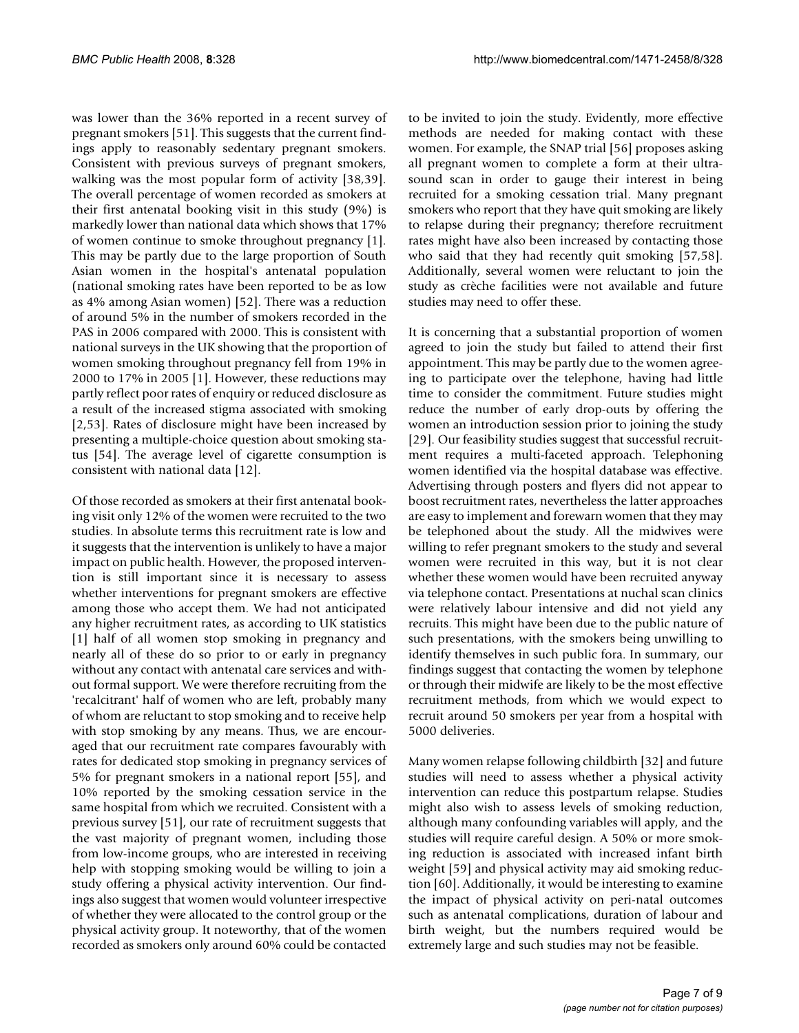was lower than the 36% reported in a recent survey of pregnant smokers [51]. This suggests that the current findings apply to reasonably sedentary pregnant smokers. Consistent with previous surveys of pregnant smokers, walking was the most popular form of activity [38,39]. The overall percentage of women recorded as smokers at their first antenatal booking visit in this study (9%) is markedly lower than national data which shows that 17% of women continue to smoke throughout pregnancy [1]. This may be partly due to the large proportion of South Asian women in the hospital's antenatal population (national smoking rates have been reported to be as low as 4% among Asian women) [52]. There was a reduction of around 5% in the number of smokers recorded in the PAS in 2006 compared with 2000. This is consistent with national surveys in the UK showing that the proportion of women smoking throughout pregnancy fell from 19% in 2000 to 17% in 2005 [1]. However, these reductions may partly reflect poor rates of enquiry or reduced disclosure as a result of the increased stigma associated with smoking [2,53]. Rates of disclosure might have been increased by presenting a multiple-choice question about smoking status [54]. The average level of cigarette consumption is consistent with national data [12].

Of those recorded as smokers at their first antenatal booking visit only 12% of the women were recruited to the two studies. In absolute terms this recruitment rate is low and it suggests that the intervention is unlikely to have a major impact on public health. However, the proposed intervention is still important since it is necessary to assess whether interventions for pregnant smokers are effective among those who accept them. We had not anticipated any higher recruitment rates, as according to UK statistics [1] half of all women stop smoking in pregnancy and nearly all of these do so prior to or early in pregnancy without any contact with antenatal care services and without formal support. We were therefore recruiting from the 'recalcitrant' half of women who are left, probably many of whom are reluctant to stop smoking and to receive help with stop smoking by any means. Thus, we are encouraged that our recruitment rate compares favourably with rates for dedicated stop smoking in pregnancy services of 5% for pregnant smokers in a national report [55], and 10% reported by the smoking cessation service in the same hospital from which we recruited. Consistent with a previous survey [51], our rate of recruitment suggests that the vast majority of pregnant women, including those from low-income groups, who are interested in receiving help with stopping smoking would be willing to join a study offering a physical activity intervention. Our findings also suggest that women would volunteer irrespective of whether they were allocated to the control group or the physical activity group. It noteworthy, that of the women recorded as smokers only around 60% could be contacted to be invited to join the study. Evidently, more effective methods are needed for making contact with these women. For example, the SNAP trial [56] proposes asking all pregnant women to complete a form at their ultrasound scan in order to gauge their interest in being recruited for a smoking cessation trial. Many pregnant smokers who report that they have quit smoking are likely to relapse during their pregnancy; therefore recruitment rates might have also been increased by contacting those who said that they had recently quit smoking [57,58]. Additionally, several women were reluctant to join the study as crèche facilities were not available and future studies may need to offer these.

It is concerning that a substantial proportion of women agreed to join the study but failed to attend their first appointment. This may be partly due to the women agreeing to participate over the telephone, having had little time to consider the commitment. Future studies might reduce the number of early drop-outs by offering the women an introduction session prior to joining the study [29]. Our feasibility studies suggest that successful recruitment requires a multi-faceted approach. Telephoning women identified via the hospital database was effective. Advertising through posters and flyers did not appear to boost recruitment rates, nevertheless the latter approaches are easy to implement and forewarn women that they may be telephoned about the study. All the midwives were willing to refer pregnant smokers to the study and several women were recruited in this way, but it is not clear whether these women would have been recruited anyway via telephone contact. Presentations at nuchal scan clinics were relatively labour intensive and did not yield any recruits. This might have been due to the public nature of such presentations, with the smokers being unwilling to identify themselves in such public fora. In summary, our findings suggest that contacting the women by telephone or through their midwife are likely to be the most effective recruitment methods, from which we would expect to recruit around 50 smokers per year from a hospital with 5000 deliveries.

Many women relapse following childbirth [32] and future studies will need to assess whether a physical activity intervention can reduce this postpartum relapse. Studies might also wish to assess levels of smoking reduction, although many confounding variables will apply, and the studies will require careful design. A 50% or more smoking reduction is associated with increased infant birth weight [59] and physical activity may aid smoking reduction [60]. Additionally, it would be interesting to examine the impact of physical activity on peri-natal outcomes such as antenatal complications, duration of labour and birth weight, but the numbers required would be extremely large and such studies may not be feasible.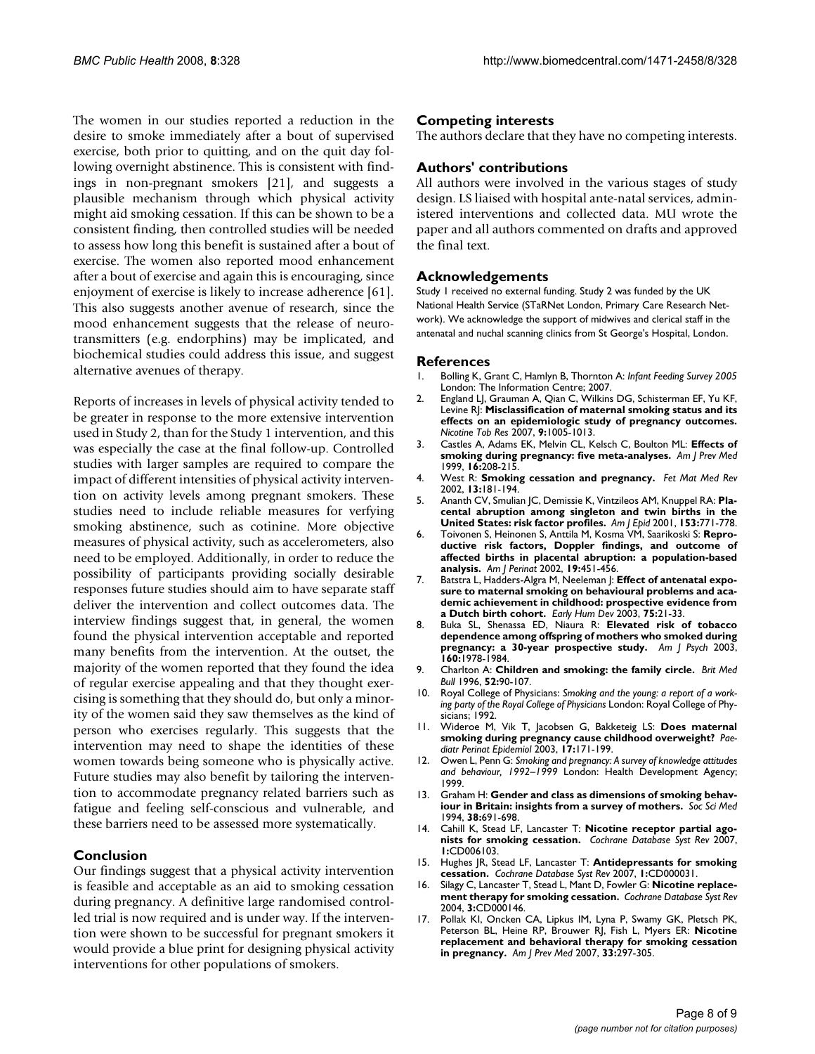The women in our studies reported a reduction in the desire to smoke immediately after a bout of supervised exercise, both prior to quitting, and on the quit day following overnight abstinence. This is consistent with findings in non-pregnant smokers [21], and suggests a plausible mechanism through which physical activity might aid smoking cessation. If this can be shown to be a consistent finding, then controlled studies will be needed to assess how long this benefit is sustained after a bout of exercise. The women also reported mood enhancement after a bout of exercise and again this is encouraging, since enjoyment of exercise is likely to increase adherence [61]. This also suggests another avenue of research, since the mood enhancement suggests that the release of neurotransmitters (e.g. endorphins) may be implicated, and biochemical studies could address this issue, and suggest alternative avenues of therapy.

Reports of increases in levels of physical activity tended to be greater in response to the more extensive intervention used in Study 2, than for the Study 1 intervention, and this was especially the case at the final follow-up. Controlled studies with larger samples are required to compare the impact of different intensities of physical activity intervention on activity levels among pregnant smokers. These studies need to include reliable measures for verfying smoking abstinence, such as cotinine. More objective measures of physical activity, such as accelerometers, also need to be employed. Additionally, in order to reduce the possibility of participants providing socially desirable responses future studies should aim to have separate staff deliver the intervention and collect outcomes data. The interview findings suggest that, in general, the women found the physical intervention acceptable and reported many benefits from the intervention. At the outset, the majority of the women reported that they found the idea of regular exercise appealing and that they thought exercising is something that they should do, but only a minority of the women said they saw themselves as the kind of person who exercises regularly. This suggests that the intervention may need to shape the identities of these women towards being someone who is physically active. Future studies may also benefit by tailoring the intervention to accommodate pregnancy related barriers such as fatigue and feeling self-conscious and vulnerable, and these barriers need to be assessed more systematically.

## Conclusion

Our findings suggest that a physical activity intervention is feasible and acceptable as an aid to smoking cessation during pregnancy. A definitive large randomised controlled trial is now required and is under way. If the intervention were shown to be successful for pregnant smokers it would provide a blue print for designing physical activity interventions for other populations of smokers.

## Competing interests

The authors declare that they have no competing interests.

## Authors' contributions

All authors were involved in the various stages of study design. LS liaised with hospital ante-natal services, administered interventions and collected data. MU wrote the paper and all authors commented on drafts and approved the final text.

## Acknowledgements

Study 1 received no external funding. Study 2 was funded by the UK National Health Service (STaRNet London, Primary Care Research Network). We acknowledge the support of midwives and clerical staff in the antenatal and nuchal scanning clinics from St George's Hospital, London.

## References

1. Bolling K, Grant C, Hamlyn B, Thornton A: *Infant Feeding Survey 2005* London: The Information Centre; 2007.
2. England LJ, Grauman A, Qian C, Wilkins DG, Schisterman EF, Yu KF, Levine RJ: **Misclassification of maternal smoking status and its effects on an epidemiologic study of pregnancy outcomes.** *Nicotine Tob Res* 2007, **9:**1005-1013.
3. Castles A, Adams EK, Melvin CL, Kelsch C, Boulton ML: **Effects of smoking during pregnancy: five meta-analyses.** *Am J Prev Med* 1999, **16:**208-215.
4. West R: **Smoking cessation and pregnancy.** *Fet Mat Med Rev* 2002, **13:**181-194.
5. Ananth CV, Smulian JC, Demissie K, Vintzileos AM, Knuppel RA: **Placental abruption among singleton and twin births in the United States: risk factor profiles.** *Am J Epid* 2001, **153:**771-778.
6. Toivonen S, Heinonen S, Anttila M, Kosma VM, Saarikoski S: **Reproductive risk factors, Doppler findings, and outcome of affected births in placental abruption: a population-based analysis.** *Am J Perinat* 2002, **19:**451-456.
7. Batstra L, Hadders-Algra M, Neeleman J: **Effect of antenatal exposure to maternal smoking on behavioural problems and academic achievement in childhood: prospective evidence from a Dutch birth cohort.** *Early Hum Dev* 2003, **75:**21-33.
8. Buka SL, Shenassa ED, Niaura R: **Elevated risk of tobacco dependence among offspring of mothers who smoked during pregnancy: a 30-year prospective study.** *Am J Psych* 2003, **160:**1978-1984.
9. Charlton A: **Children and smoking: the family circle.** *Brit Med Bull* 1996, **52:**90-107.
10. Royal College of Physicians: *Smoking and the young: a report of a working party of the Royal College of Physicians* London: Royal College of Physicians; 1992.
11. Wideroe M, Vik T, Jacobsen G, Bakketeig LS: **Does maternal smoking during pregnancy cause childhood overweight?** *Paediatr Perinat Epidemiol* 2003, **17:**171-199.
12. Owen L, Penn G: *Smoking and pregnancy: A survey of knowledge attitudes and behaviour, 1992–1999* London: Health Development Agency; 1999.
13. Graham H: **Gender and class as dimensions of smoking behaviour in Britain: insights from a survey of mothers.** *Soc Sci Med* 1994, **38:**691-698.
14. Cahill K, Stead LF, Lancaster T: **Nicotine receptor partial agonists for smoking cessation.** *Cochrane Database Syst Rev* 2007, **1:**CD006103.
15. Hughes JR, Stead LF, Lancaster T: **Antidepressants for smoking cessation.** *Cochrane Database Syst Rev* 2007, **1:**CD000031.
16. Silagy C, Lancaster T, Stead L, Mant D, Fowler G: **Nicotine replacement therapy for smoking cessation.** *Cochrane Database Syst Rev* 2004, **3:**CD000146.
17. Pollak KI, Oncken CA, Lipkus IM, Lyna P, Swamy GK, Pletsch PK, Peterson BL, Heine RP, Brouwer RJ, Fish L, Myers ER: **Nicotine replacement and behavioral therapy for smoking cessation in pregnancy.** *Am J Prev Med* 2007, **33:**297-305.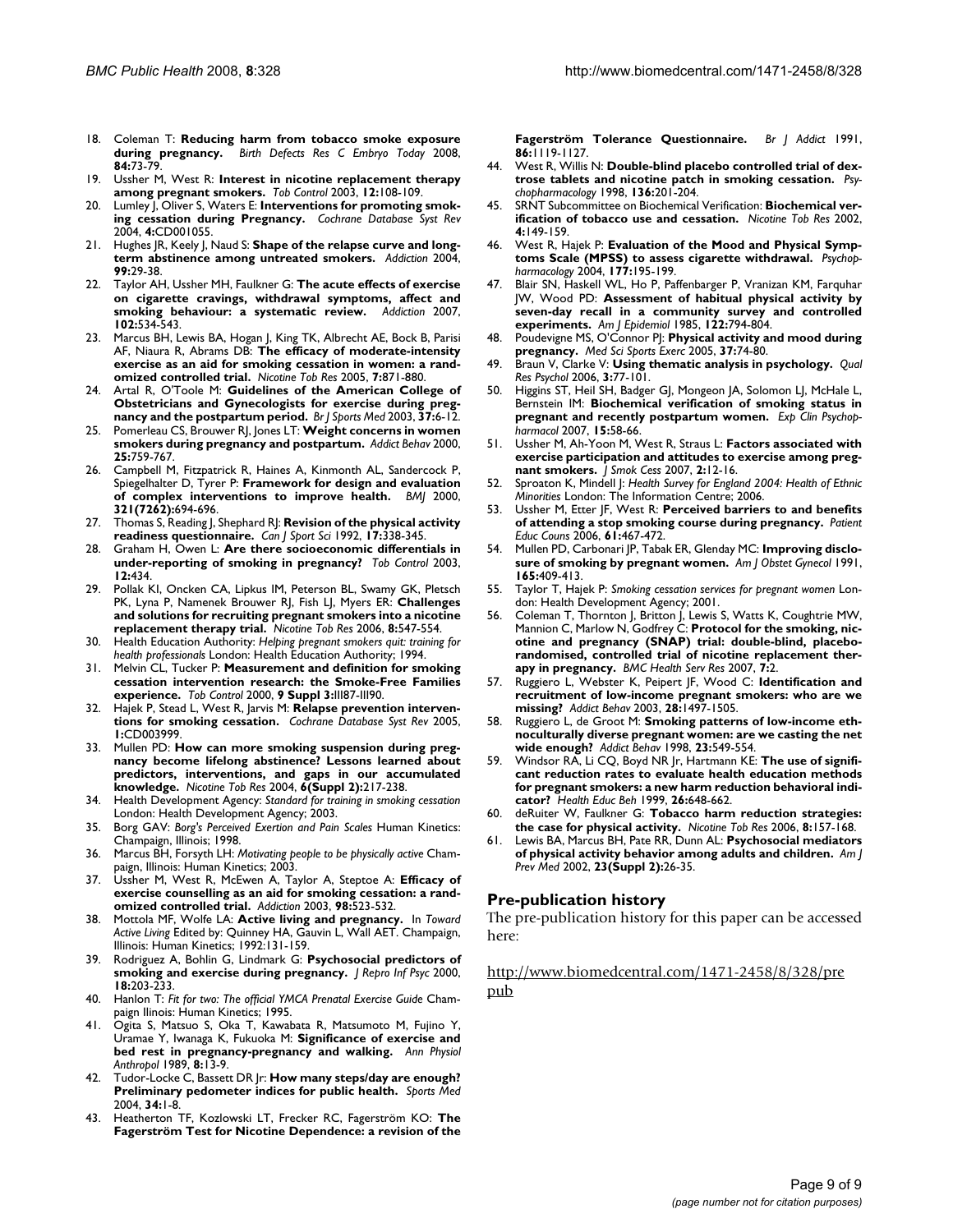18. Coleman T: **Reducing harm from tobacco smoke exposure during pregnancy.** *Birth Defects Res C Embryo Today* 2008, **84:**73-79.
19. Ussher M, West R: **Interest in nicotine replacement therapy among pregnant smokers.** *Tob Control* 2003, **12:**108-109.
20. Lumley J, Oliver S, Waters E: **Interventions for promoting smoking cessation during Pregnancy.** *Cochrane Database Syst Rev* 2004, **4:**CD001055.
21. Hughes JR, Keely J, Naud S: **Shape of the relapse curve and long-term abstinence among untreated smokers.** *Addiction* 2004, **99:**29-38.
22. Taylor AH, Ussher MH, Faulkner G: **The acute effects of exercise on cigarette cravings, withdrawal symptoms, affect and smoking behaviour: a systematic review.** *Addiction* 2007, **102:**534-543.
23. Marcus BH, Lewis BA, Hogan J, King TK, Albrecht AE, Bock B, Parisi AF, Niaura R, Abrams DB: **The efficacy of moderate-intensity exercise as an aid for smoking cessation in women: a randomized controlled trial.** *Nicotine Tob Res* 2005, **7:**871-880.
24. Artal R, O'Toole M: **Guidelines of the American College of Obstetricians and Gynecologists for exercise during pregnancy and the postpartum period.** *Br J Sports Med* 2003, **37:**6-12.
25. Pomerleau CS, Brouwer RJ, Jones LT: **Weight concerns in women smokers during pregnancy and postpartum.** *Addict Behav* 2000, **25:**759-767.
26. Campbell M, Fitzpatrick R, Haines A, Kinmonth AL, Sandercock P, Spiegelhalter D, Tyrer P: **Framework for design and evaluation of complex interventions to improve health.** *BMJ* 2000, **321(7262):**694-696.
27. Thomas S, Reading J, Shephard RJ: **Revision of the physical activity readiness questionnaire.** *Can J Sport Sci* 1992, **17:**338-345.
28. Graham H, Owen L: **Are there socioeconomic differentials in under-reporting of smoking in pregnancy?** *Tob Control* 2003, **12:**434.
29. Pollak KI, Oncken CA, Lipkus IM, Peterson BL, Swamy GK, Pletsch PK, Lyna P, Namenek Brouwer RJ, Fish LJ, Myers ER: **Challenges and solutions for recruiting pregnant smokers into a nicotine replacement therapy trial.** *Nicotine Tob Res* 2006, **8:**547-554.
30. Health Education Authority: *Helping pregnant smokers quit: training for health professionals* London: Health Education Authority; 1994.
31. Melvin CL, Tucker P: **Measurement and definition for smoking cessation intervention research: the Smoke-Free Families experience.** *Tob Control* 2000, **9 Suppl 3:**III87-III90.
32. Hajek P, Stead L, West R, Jarvis M: **Relapse prevention interventions for smoking cessation.** *Cochrane Database Syst Rev* 2005, **1:**CD003999.
33. Mullen PD: **How can more smoking suspension during pregnancy become lifelong abstinence? Lessons learned about predictors, interventions, and gaps in our accumulated knowledge.** *Nicotine Tob Res* 2004, **6(Suppl 2):**217-238.
34. Health Development Agency: *Standard for training in smoking cessation* London: Health Development Agency; 2003.
35. Borg GAV: *Borg's Perceived Exertion and Pain Scales* Human Kinetics: Champaign, Illinois; 1998.
36. Marcus BH, Forsyth LH: *Motivating people to be physically active* Champaign, Illinois: Human Kinetics; 2003.
37. Ussher M, West R, McEwen A, Taylor A, Steptoe A: **Efficacy of exercise counselling as an aid for smoking cessation: a randomized controlled trial.** *Addiction* 2003, **98:**523-532.
38. Mottola MF, Wolfe LA: **Active living and pregnancy.** In *Toward Active Living* Edited by: Quinney HA, Gauvin L, Wall AET. Champaign, Illinois: Human Kinetics; 1992:131-159.
39. Rodriguez A, Bohlin G, Lindmark G: **Psychosocial predictors of smoking and exercise during pregnancy.** *J Repro Inf Psyc* 2000, **18:**203-233.
40. Hanlon T: *Fit for two: The official YMCA Prenatal Exercise Guide* Champaign Ilinois: Human Kinetics; 1995.
41. Ogita S, Matsuo S, Oka T, Kawabata R, Matsumoto M, Fujino Y, Uramae Y, Iwanaga K, Fukuoka M: **Significance of exercise and bed rest in pregnancy-pregnancy and walking.** *Ann Physiol Anthropol* 1989, **8:**13-9.
42. Tudor-Locke C, Bassett DR Jr: **How many steps/day are enough? Preliminary pedometer indices for public health.** *Sports Med* 2004, **34:**1-8.
43. Heatherton TF, Kozlowski LT, Frecker RC, Fagerström KO: **The Fagerström Test for Nicotine Dependence: a revision of the Fagerström Tolerance Questionnaire.** *Br J Addict* 1991, **86:**1119-1127.
44. West R, Willis N: **Double-blind placebo controlled trial of dextrose tablets and nicotine patch in smoking cessation.** *Psychopharmacology* 1998, **136:**201-204.
45. SRNT Subcommittee on Biochemical Verification: **Biochemical verification of tobacco use and cessation.** *Nicotine Tob Res* 2002, **4:**149-159.
46. West R, Hajek P: **Evaluation of the Mood and Physical Symptoms Scale (MPSS) to assess cigarette withdrawal.** *Psychopharmacology* 2004, **177:**195-199.
47. Blair SN, Haskell WL, Ho P, Paffenbarger P, Vranizan KM, Farquhar JW, Wood PD: **Assessment of habitual physical activity by seven-day recall in a community survey and controlled experiments.** *Am J Epidemiol* 1985, **122:**794-804.
48. Poudevigne MS, O'Connor PJ: **Physical activity and mood during pregnancy.** *Med Sci Sports Exerc* 2005, **37:**74-80.
49. Braun V, Clarke V: **Using thematic analysis in psychology.** *Qual Res Psychol* 2006, **3:**77-101.
50. Higgins ST, Heil SH, Badger GJ, Mongeon JA, Solomon LJ, McHale L, Bernstein IM: **Biochemical verification of smoking status in pregnant and recently postpartum women.** *Exp Clin Psychopharmacol* 2007, **15:**58-66.
51. Ussher M, Ah-Yoon M, West R, Straus L: **Factors associated with exercise participation and attitudes to exercise among pregnant smokers.** *J Smok Cess* 2007, **2:**12-16.
52. Sproaton K, Mindell J: *Health Survey for England 2004: Health of Ethnic Minorities* London: The Information Centre; 2006.
53. Ussher M, Etter JF, West R: **Perceived barriers to and benefits of attending a stop smoking course during pregnancy.** *Patient Educ Couns* 2006, **61:**467-472.
54. Mullen PD, Carbonari JP, Tabak ER, Glenday MC: **Improving disclosure of smoking by pregnant women.** *Am J Obstet Gynecol* 1991, **165:**409-413.
55. Taylor T, Hajek P: *Smoking cessation services for pregnant women* London: Health Development Agency; 2001.
56. Coleman T, Thornton J, Britton J, Lewis S, Watts K, Coughtrie MW, Mannion C, Marlow N, Godfrey C: **Protocol for the smoking, nicotine and pregnancy (SNAP) trial: double-blind, placebo-randomised, controlled trial of nicotine replacement therapy in pregnancy.** *BMC Health Serv Res* 2007, **7:**2.
57. Ruggiero L, Webster K, Peipert JF, Wood C: **Identification and recruitment of low-income pregnant smokers: who are we missing?** *Addict Behav* 2003, **28:**1497-1505.
58. Ruggiero L, de Groot M: **Smoking patterns of low-income ethnoculturally diverse pregnant women: are we casting the net wide enough?** *Addict Behav* 1998, **23:**549-554.
59. Windsor RA, Li CQ, Boyd NR Jr, Hartmann KE: **The use of significant reduction rates to evaluate health education methods for pregnant smokers: a new harm reduction behavioral indicator?** *Health Educ Beh* 1999, **26:**648-662.
60. deRuiter W, Faulkner G: **Tobacco harm reduction strategies: the case for physical activity.** *Nicotine Tob Res* 2006, **8:**157-168.
61. Lewis BA, Marcus BH, Pate RR, Dunn AL: **Psychosocial mediators of physical activity behavior among adults and children.** *Am J Prev Med* 2002, **23(Suppl 2):**26-35.

## Pre-publication history

The pre-publication history for this paper can be accessed here:

http://www.biomedcentral.com/1471-2458/8/328/prepub